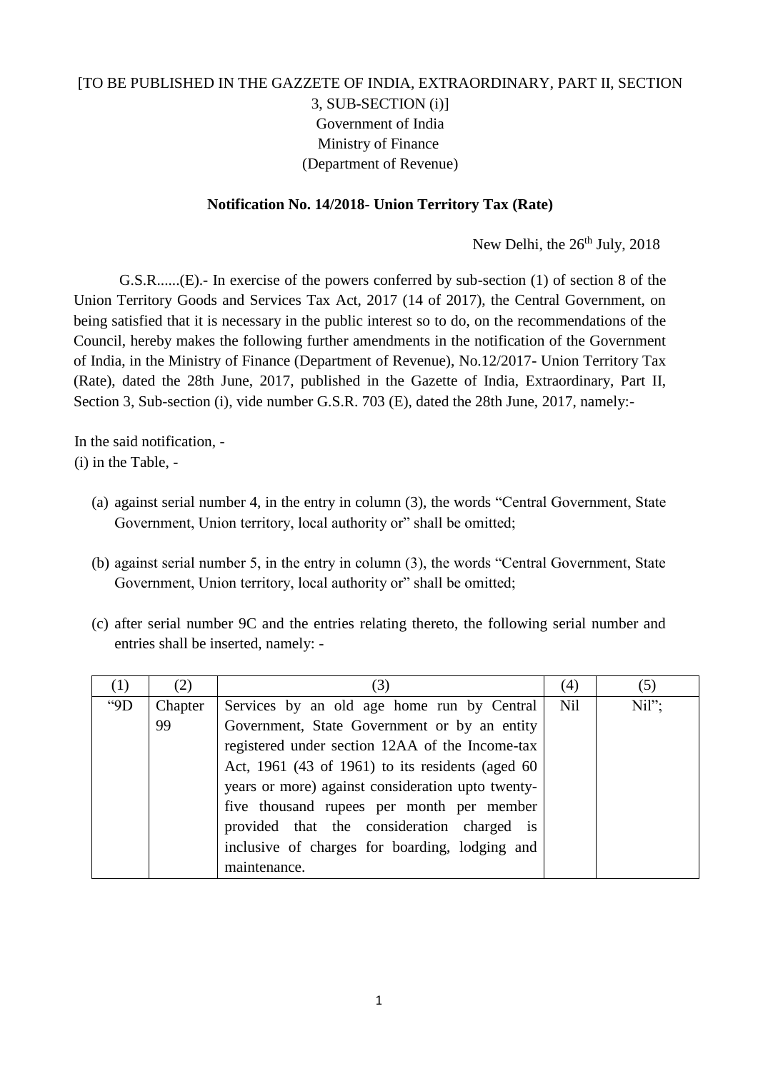[TO BE PUBLISHED IN THE GAZZETE OF INDIA, EXTRAORDINARY, PART II, SECTION 3, SUB-SECTION (i)]

Government of India

Ministry of Finance

(Department of Revenue)

**Notification No. 14/2018- Union Territory Tax (Rate)**

New Delhi, the 26th July, 2018

G.S.R......(E).- In exercise of the powers conferred by sub-section (1) of section 8 of the Union Territory Goods and Services Tax Act, 2017 (14 of 2017), the Central Government, on being satisfied that it is necessary in the public interest so to do, on the recommendations of the Council, hereby makes the following further amendments in the notification of the Government of India, in the Ministry of Finance (Department of Revenue), No.12/2017- Union Territory Tax (Rate), dated the 28th June, 2017, published in the Gazette of India, Extraordinary, Part II, Section 3, Sub-section (i), vide number G.S.R. 703 (E), dated the 28th June, 2017, namely:-

In the said notification, -

(i) in the Table, -

(a) against serial number 4, in the entry in column (3), the words "Central Government, State Government, Union territory, local authority or" shall be omitted;

(b) against serial number 5, in the entry in column (3), the words "Central Government, State Government, Union territory, local authority or" shall be omitted;

(c) after serial number 9C and the entries relating thereto, the following serial number and entries shall be inserted, namely: -

| (1) | (2) | (3) | (4) | (5) |
|---|---|---|---|---|
| "9D | Chapter 99 | Services by an old age home run by Central Government, State Government or by an entity registered under section 12AA of the Income-tax Act, 1961 (43 of 1961) to its residents (aged 60 years or more) against consideration upto twenty-five thousand rupees per month per member provided that the consideration charged is inclusive of charges for boarding, lodging and maintenance. | Nil | Nil"; |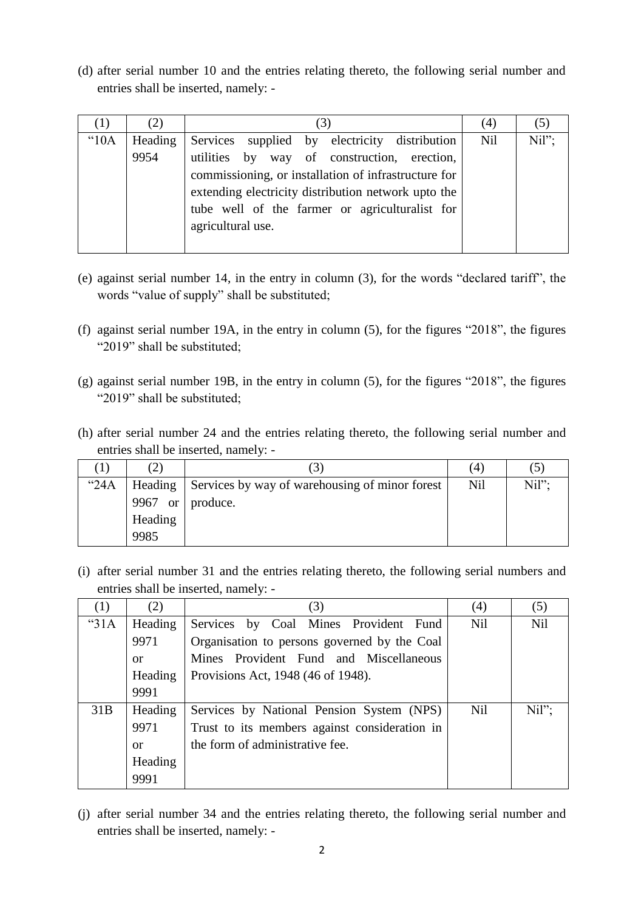(d) after serial number 10 and the entries relating thereto, the following serial number and entries shall be inserted, namely: -

| (1) | (2) | (3) | (4) | (5) |
|---|---|---|---|---|
| "10A | Heading 9954 | Services supplied by electricity distribution utilities by way of construction, erection, commissioning, or installation of infrastructure for extending electricity distribution network upto the tube well of the farmer or agriculturalist for agricultural use. | Nil | Nil"; |

(e) against serial number 14, in the entry in column (3), for the words "declared tariff", the words "value of supply" shall be substituted;

(f) against serial number 19A, in the entry in column (5), for the figures "2018", the figures "2019" shall be substituted;

(g) against serial number 19B, in the entry in column (5), for the figures "2018", the figures "2019" shall be substituted;

(h) after serial number 24 and the entries relating thereto, the following serial number and entries shall be inserted, namely: -

| (1) | (2) | (3) | (4) | (5) |
|---|---|---|---|---|
| "24A | Heading 9967 or Heading 9985 | Services by way of warehousing of minor forest produce. | Nil | Nil"; |

(i) after serial number 31 and the entries relating thereto, the following serial numbers and entries shall be inserted, namely: -

| (1) | (2) | (3) | (4) | (5) |
|---|---|---|---|---|
| "31A | Heading 9971 or Heading 9991 | Services by Coal Mines Provident Fund Organisation to persons governed by the Coal Mines Provident Fund and Miscellaneous Provisions Act, 1948 (46 of 1948). | Nil | Nil |
| 31B | Heading 9971 or Heading 9991 | Services by National Pension System (NPS) Trust to its members against consideration in the form of administrative fee. | Nil | Nil"; |

(j) after serial number 34 and the entries relating thereto, the following serial number and entries shall be inserted, namely: -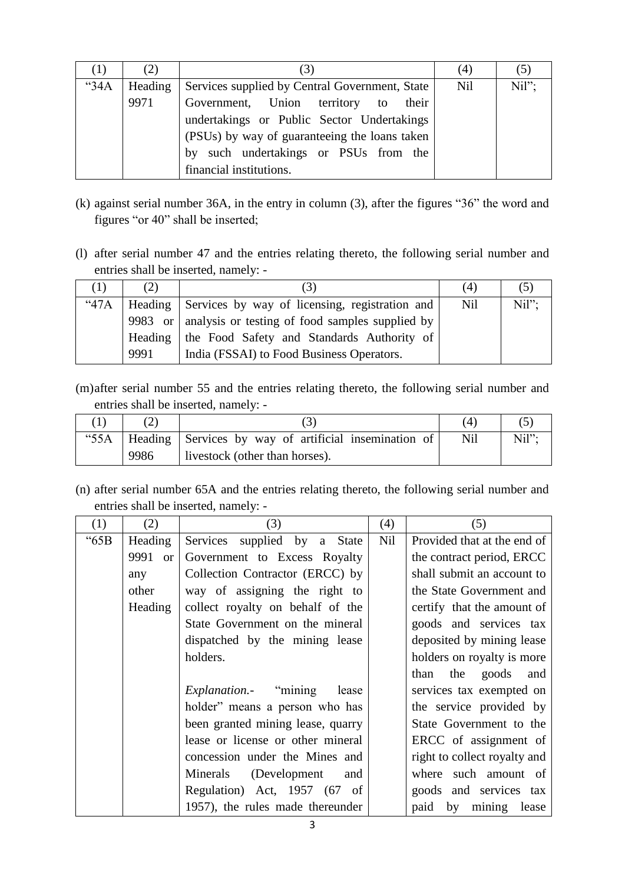| (1) | (2) | (3) | (4) | (5) |
|---|---|---|---|---|
| "34A | Heading 9971 | Services supplied by Central Government, State Government, Union territory to their undertakings or Public Sector Undertakings (PSUs) by way of guaranteeing the loans taken by such undertakings or PSUs from the financial institutions. | Nil | Nil"; |

(k) against serial number 36A, in the entry in column (3), after the figures "36" the word and figures "or 40" shall be inserted;

(l) after serial number 47 and the entries relating thereto, the following serial number and entries shall be inserted, namely: -

| (1) | (2) | (3) | (4) | (5) |
|---|---|---|---|---|
| "47A | Heading 9983 or Heading 9991 | Services by way of licensing, registration and analysis or testing of food samples supplied by the Food Safety and Standards Authority of India (FSSAI) to Food Business Operators. | Nil | Nil"; |

(m) after serial number 55 and the entries relating thereto, the following serial number and entries shall be inserted, namely: -

| (1) | (2) | (3) | (4) | (5) |
|---|---|---|---|---|
| "55A | Heading 9986 | Services by way of artificial insemination of livestock (other than horses). | Nil | Nil"; |

(n) after serial number 65A and the entries relating thereto, the following serial number and entries shall be inserted, namely: -

| (1) | (2) | (3) | (4) | (5) |
|---|---|---|---|---|
| "65B | Heading 9991 or any other Heading | Services supplied by a State Government to Excess Royalty Collection Contractor (ERCC) by way of assigning the right to collect royalty on behalf of the State Government on the mineral dispatched by the mining lease holders.<br><br>*Explanation.*- "mining lease holder" means a person who has been granted mining lease, quarry lease or license or other mineral concession under the Mines and Minerals (Development and Regulation) Act, 1957 (67 of 1957), the rules made thereunder | Nil | Provided that at the end of the contract period, ERCC shall submit an account to the State Government and certify that the amount of goods and services tax deposited by mining lease holders on royalty is more than the goods and services tax exempted on the service provided by State Government to the ERCC of assignment of right to collect royalty and where such amount of goods and services tax paid by mining lease |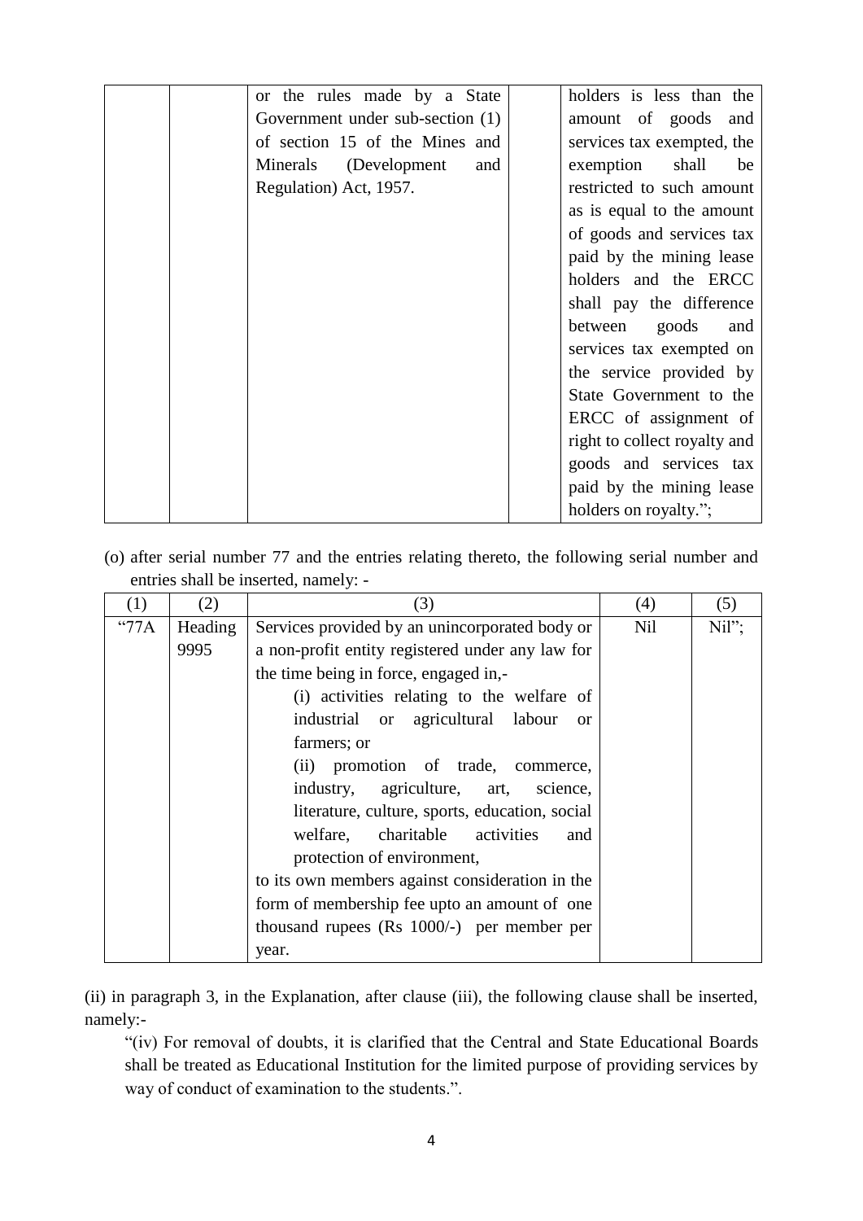| | | | | |
|---|---|---|---|---|
| | | or the rules made by a State Government under sub-section (1) of section 15 of the Mines and Minerals (Development and Regulation) Act, 1957. | | holders is less than the amount of goods and services tax exempted, the exemption shall be restricted to such amount as is equal to the amount of goods and services tax paid by the mining lease holders and the ERCC shall pay the difference between goods and services tax exempted on the service provided by State Government to the ERCC of assignment of right to collect royalty and goods and services tax paid by the mining lease holders on royalty."; |

(o) after serial number 77 and the entries relating thereto, the following serial number and entries shall be inserted, namely: -

| (1) | (2) | (3) | (4) | (5) |
|---|---|---|---|---|
| "77A | Heading 9995 | Services provided by an unincorporated body or a non-profit entity registered under any law for the time being in force, engaged in,- (i) activities relating to the welfare of industrial or agricultural labour or farmers; or (ii) promotion of trade, commerce, industry, agriculture, art, science, literature, culture, sports, education, social welfare, charitable activities and protection of environment, to its own members against consideration in the form of membership fee upto an amount of one thousand rupees (Rs 1000/-) per member per year. | Nil | Nil"; |

(ii) in paragraph 3, in the Explanation, after clause (iii), the following clause shall be inserted, namely:-

"(iv) For removal of doubts, it is clarified that the Central and State Educational Boards shall be treated as Educational Institution for the limited purpose of providing services by way of conduct of examination to the students.".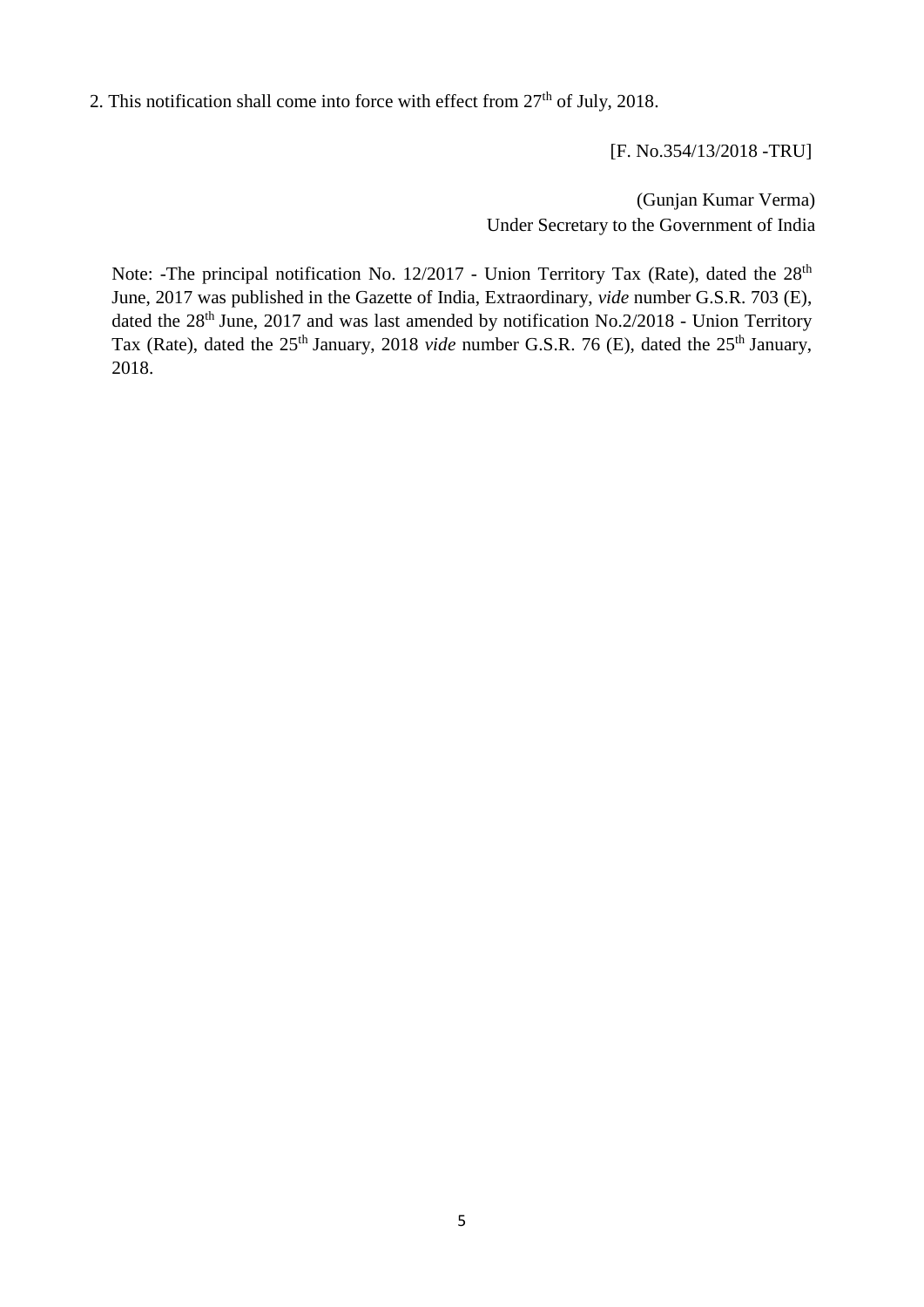2. This notification shall come into force with effect from 27th of July, 2018.

[F. No.354/13/2018 -TRU]

(Gunjan Kumar Verma)
Under Secretary to the Government of India

Note: -The principal notification No. 12/2017 - Union Territory Tax (Rate), dated the 28th June, 2017 was published in the Gazette of India, Extraordinary, *vide* number G.S.R. 703 (E), dated the 28th June, 2017 and was last amended by notification No.2/2018 - Union Territory Tax (Rate), dated the 25th January, 2018 *vide* number G.S.R. 76 (E), dated the 25th January, 2018.